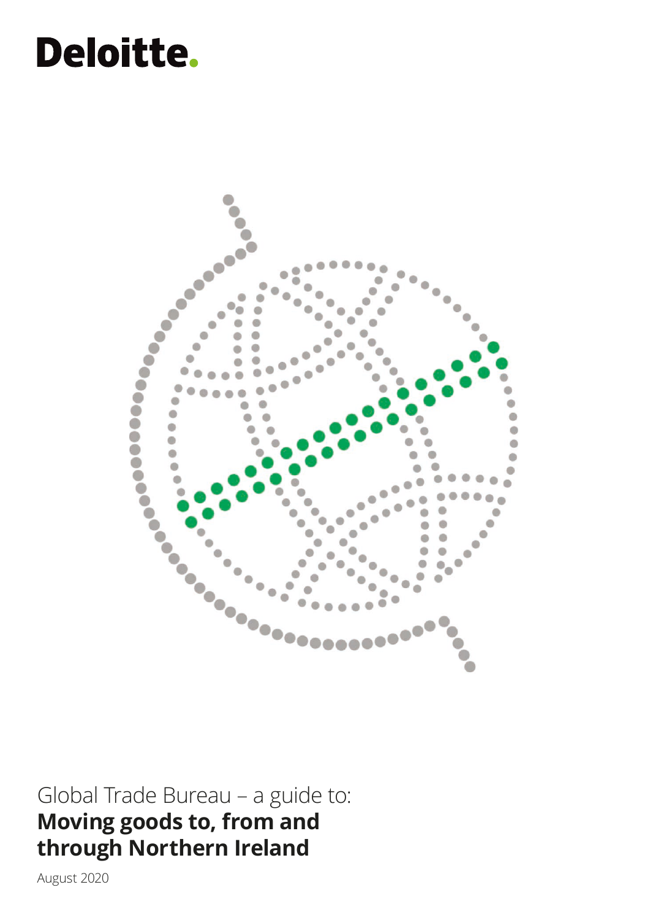Deloitte.

Global Trade Bureau – a guide to:

# Moving goods to, from and through Northern Ireland

August 2020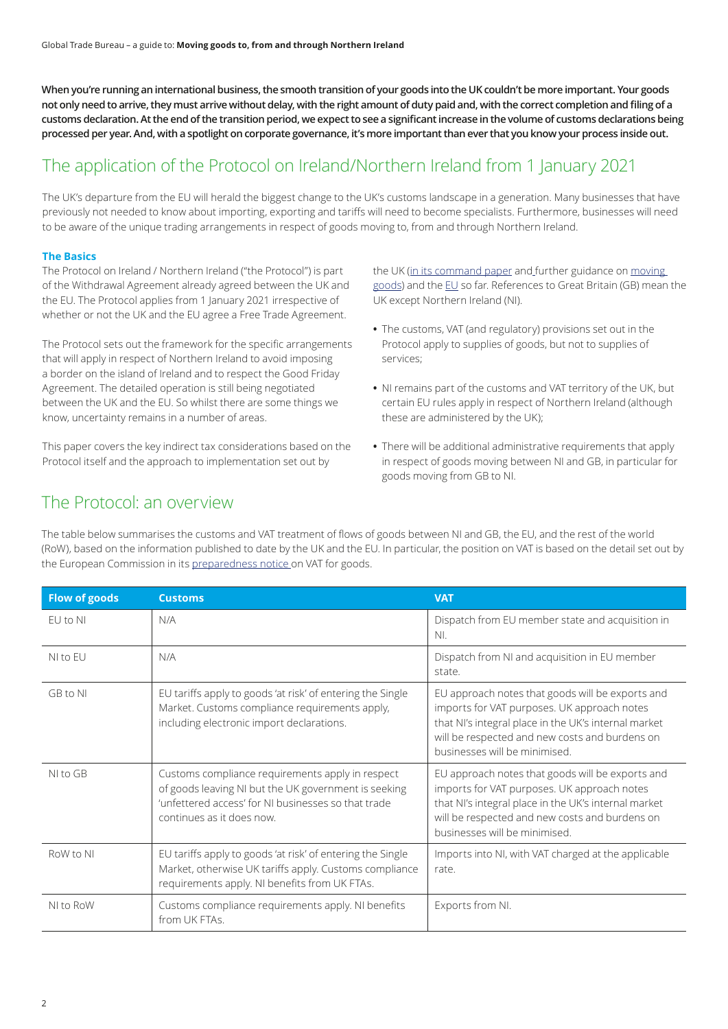**When you're running an international business, the smooth transition of your goods into the UK couldn't be more important. Your goods not only need to arrive, they must arrive without delay, with the right amount of duty paid and, with the correct completion and filing of a customs declaration. At the end of the transition period, we expect to see a significant increase in the volume of customs declarations being processed per year. And, with a spotlight on corporate governance, it's more important than ever that you know your process inside out.**

## The application of the Protocol on Ireland/Northern Ireland from 1 January 2021

The UK's departure from the EU will herald the biggest change to the UK's customs landscape in a generation. Many businesses that have previously not needed to know about importing, exporting and tariffs will need to become specialists. Furthermore, businesses will need to be aware of the unique trading arrangements in respect of goods moving to, from and through Northern Ireland.

### The Basics

The Protocol on Ireland / Northern Ireland ("the Protocol") is part of the Withdrawal Agreement already agreed between the UK and the EU. The Protocol applies from 1 January 2021 irrespective of whether or not the UK and the EU agree a Free Trade Agreement.

The Protocol sets out the framework for the specific arrangements that will apply in respect of Northern Ireland to avoid imposing a border on the island of Ireland and to respect the Good Friday Agreement. The detailed operation is still being negotiated between the UK and the EU. So whilst there are some things we know, uncertainty remains in a number of areas.

This paper covers the key indirect tax considerations based on the Protocol itself and the approach to implementation set out by the UK (in its command paper and further guidance on moving goods) and the EU so far. References to Great Britain (GB) mean the UK except Northern Ireland (NI).

- The customs, VAT (and regulatory) provisions set out in the Protocol apply to supplies of goods, but not to supplies of services;
- NI remains part of the customs and VAT territory of the UK, but certain EU rules apply in respect of Northern Ireland (although these are administered by the UK);
- There will be additional administrative requirements that apply in respect of goods moving between NI and GB, in particular for goods moving from GB to NI.

## The Protocol: an overview

The table below summarises the customs and VAT treatment of flows of goods between NI and GB, the EU, and the rest of the world (RoW), based on the information published to date by the UK and the EU. In particular, the position on VAT is based on the detail set out by the European Commission in its preparedness notice on VAT for goods.

| Flow of goods | Customs | VAT |
|---|---|---|
| EU to NI | N/A | Dispatch from EU member state and acquisition in NI. |
| NI to EU | N/A | Dispatch from NI and acquisition in EU member state. |
| GB to NI | EU tariffs apply to goods 'at risk' of entering the Single Market. Customs compliance requirements apply, including electronic import declarations. | EU approach notes that goods will be exports and imports for VAT purposes. UK approach notes that NI's integral place in the UK's internal market will be respected and new costs and burdens on businesses will be minimised. |
| NI to GB | Customs compliance requirements apply in respect of goods leaving NI but the UK government is seeking 'unfettered access' for NI businesses so that trade continues as it does now. | EU approach notes that goods will be exports and imports for VAT purposes. UK approach notes that NI's integral place in the UK's internal market will be respected and new costs and burdens on businesses will be minimised. |
| RoW to NI | EU tariffs apply to goods 'at risk' of entering the Single Market, otherwise UK tariffs apply. Customs compliance requirements apply. NI benefits from UK FTAs. | Imports into NI, with VAT charged at the applicable rate. |
| NI to RoW | Customs compliance requirements apply. NI benefits from UK FTAs. | Exports from NI. |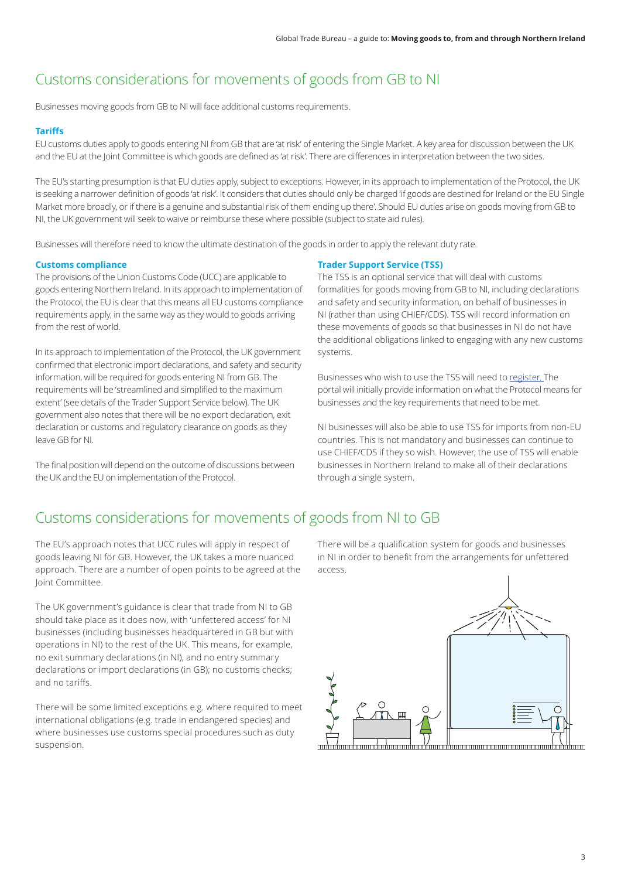## Customs considerations for movements of goods from GB to NI

Businesses moving goods from GB to NI will face additional customs requirements.

### Tariffs

EU customs duties apply to goods entering NI from GB that are 'at risk' of entering the Single Market. A key area for discussion between the UK and the EU at the Joint Committee is which goods are defined as 'at risk'. There are differences in interpretation between the two sides.

The EU's starting presumption is that EU duties apply, subject to exceptions. However, in its approach to implementation of the Protocol, the UK is seeking a narrower definition of goods 'at risk'. It considers that duties should only be charged 'if goods are destined for Ireland or the EU Single Market more broadly, or if there is a genuine and substantial risk of them ending up there'. Should EU duties arise on goods moving from GB to NI, the UK government will seek to waive or reimburse these where possible (subject to state aid rules).

Businesses will therefore need to know the ultimate destination of the goods in order to apply the relevant duty rate.

### Customs compliance

The provisions of the Union Customs Code (UCC) are applicable to goods entering Northern Ireland. In its approach to implementation of the Protocol, the EU is clear that this means all EU customs compliance requirements apply, in the same way as they would to goods arriving from the rest of world.

In its approach to implementation of the Protocol, the UK government confirmed that electronic import declarations, and safety and security information, will be required for goods entering NI from GB. The requirements will be 'streamlined and simplified to the maximum extent' (see details of the Trader Support Service below). The UK government also notes that there will be no export declaration, exit declaration or customs and regulatory clearance on goods as they leave GB for NI.

The final position will depend on the outcome of discussions between the UK and the EU on implementation of the Protocol.

### Trader Support Service (TSS)

The TSS is an optional service that will deal with customs formalities for goods moving from GB to NI, including declarations and safety and security information, on behalf of businesses in NI (rather than using CHIEF/CDS). TSS will record information on these movements of goods so that businesses in NI do not have the additional obligations linked to engaging with any new customs systems.

Businesses who wish to use the TSS will need to register. The portal will initially provide information on what the Protocol means for businesses and the key requirements that need to be met.

NI businesses will also be able to use TSS for imports from non-EU countries. This is not mandatory and businesses can continue to use CHIEF/CDS if they so wish. However, the use of TSS will enable businesses in Northern Ireland to make all of their declarations through a single system.

## Customs considerations for movements of goods from NI to GB

The EU's approach notes that UCC rules will apply in respect of goods leaving NI for GB. However, the UK takes a more nuanced approach. There are a number of open points to be agreed at the Joint Committee.

The UK government's guidance is clear that trade from NI to GB should take place as it does now, with 'unfettered access' for NI businesses (including businesses headquartered in GB but with operations in NI) to the rest of the UK. This means, for example, no exit summary declarations (in NI), and no entry summary declarations or import declarations (in GB); no customs checks; and no tariffs.

There will be some limited exceptions e.g. where required to meet international obligations (e.g. trade in endangered species) and where businesses use customs special procedures such as duty suspension.

There will be a qualification system for goods and businesses in NI in order to benefit from the arrangements for unfettered access.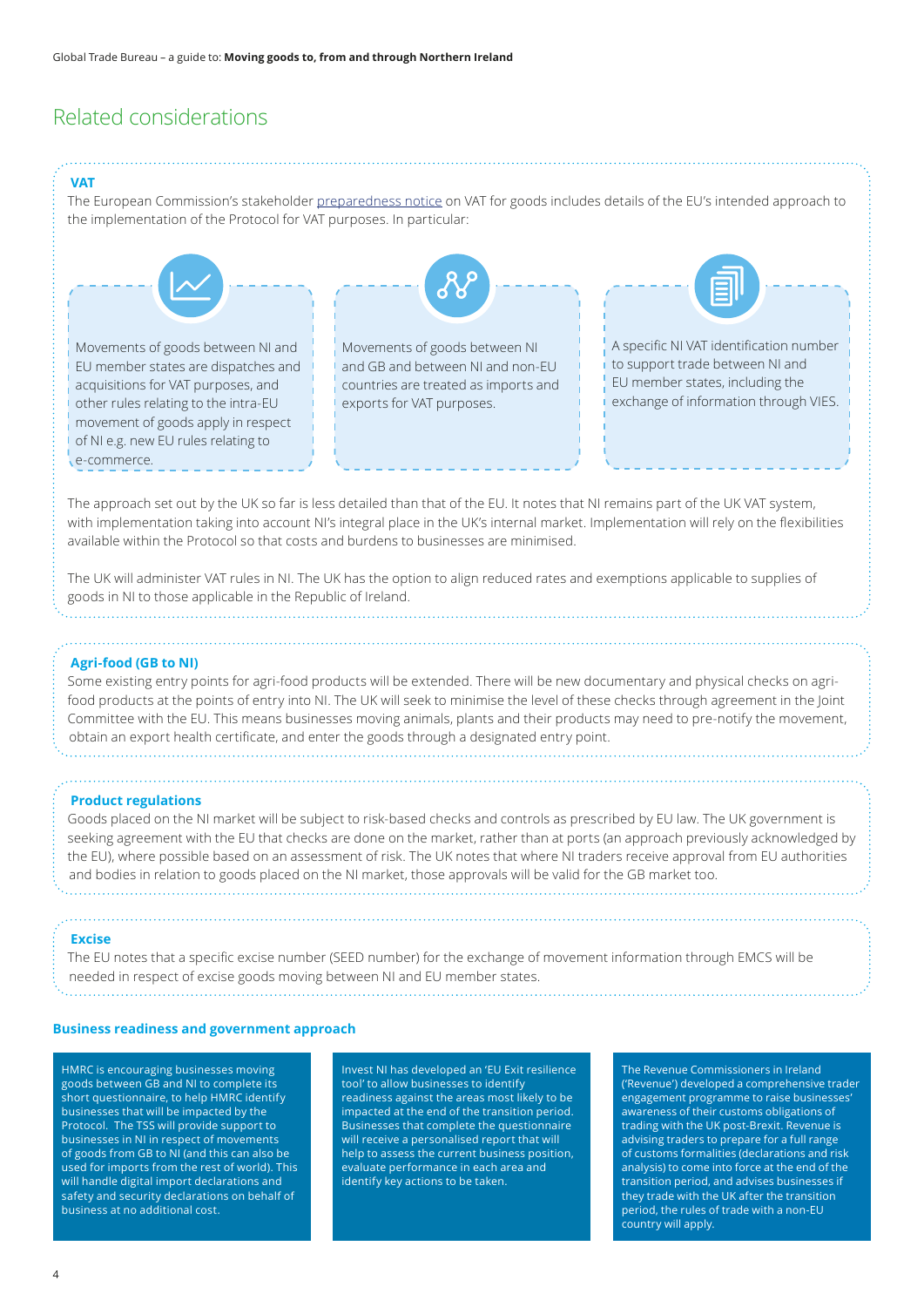## Related considerations

### VAT

The European Commission's stakeholder [preparedness notice](preparedness notice) on VAT for goods includes details of the EU's intended approach to the implementation of the Protocol for VAT purposes. In particular:

- Movements of goods between NI and EU member states are dispatches and acquisitions for VAT purposes, and other rules relating to the intra-EU movement of goods apply in respect of NI e.g. new EU rules relating to e-commerce.
- Movements of goods between NI and GB and between NI and non-EU countries are treated as imports and exports for VAT purposes.
- A specific NI VAT identification number to support trade between NI and EU member states, including the exchange of information through VIES.

The approach set out by the UK so far is less detailed than that of the EU. It notes that NI remains part of the UK VAT system, with implementation taking into account NI's integral place in the UK's internal market. Implementation will rely on the flexibilities available within the Protocol so that costs and burdens to businesses are minimised.

The UK will administer VAT rules in NI. The UK has the option to align reduced rates and exemptions applicable to supplies of goods in NI to those applicable in the Republic of Ireland.

### Agri-food (GB to NI)

Some existing entry points for agri-food products will be extended. There will be new documentary and physical checks on agri-food products at the points of entry into NI. The UK will seek to minimise the level of these checks through agreement in the Joint Committee with the EU. This means businesses moving animals, plants and their products may need to pre-notify the movement, obtain an export health certificate, and enter the goods through a designated entry point.

### Product regulations

Goods placed on the NI market will be subject to risk-based checks and controls as prescribed by EU law. The UK government is seeking agreement with the EU that checks are done on the market, rather than at ports (an approach previously acknowledged by the EU), where possible based on an assessment of risk. The UK notes that where NI traders receive approval from EU authorities and bodies in relation to goods placed on the NI market, those approvals will be valid for the GB market too.

### Excise

The EU notes that a specific excise number (SEED number) for the exchange of movement information through EMCS will be needed in respect of excise goods moving between NI and EU member states.

### Business readiness and government approach

HMRC is encouraging businesses moving goods between GB and NI to complete its short questionnaire, to help HMRC identify businesses that will be impacted by the Protocol. The TSS will provide support to businesses in NI in respect of movements of goods from GB to NI (and this can also be used for imports from the rest of world). This will handle digital import declarations and safety and security declarations on behalf of business at no additional cost.

Invest NI has developed an 'EU Exit resilience tool' to allow businesses to identify readiness against the areas most likely to be impacted at the end of the transition period. Businesses that complete the questionnaire will receive a personalised report that will help to assess the current business position, evaluate performance in each area and identify key actions to be taken.

The Revenue Commissioners in Ireland ('Revenue') developed a comprehensive trader engagement programme to raise businesses' awareness of their customs obligations of trading with the UK post-Brexit. Revenue is advising traders to prepare for a full range of customs formalities (declarations and risk analysis) to come into force at the end of the transition period, and advises businesses if they trade with the UK after the transition period, the rules of trade with a non-EU country will apply.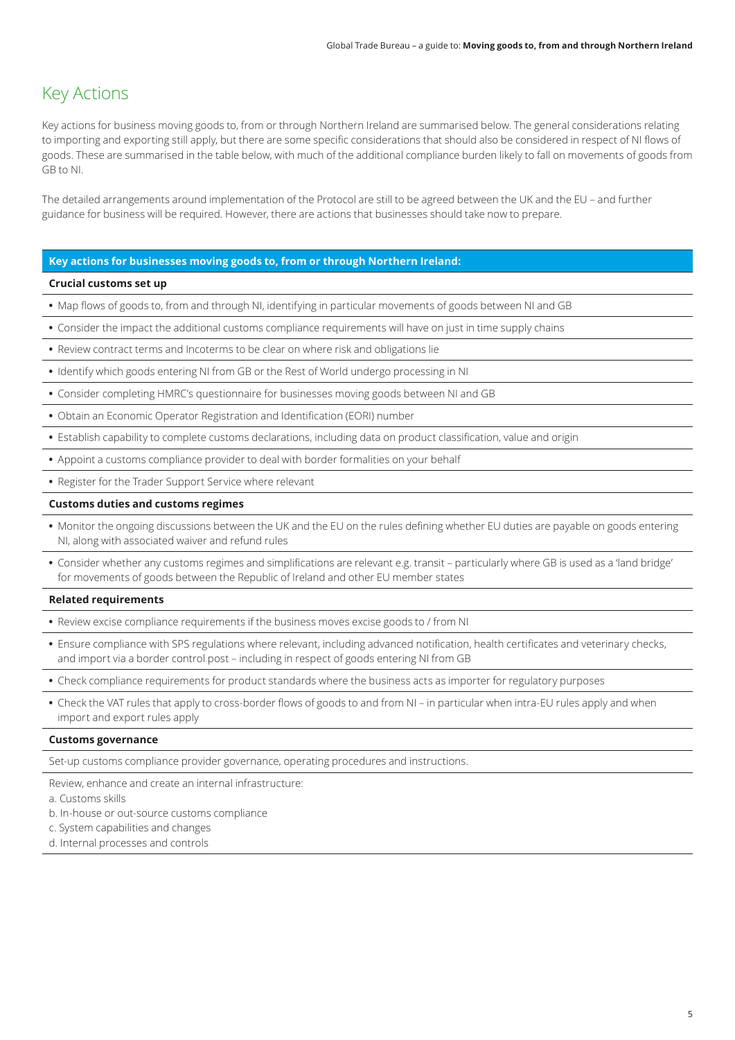# Key Actions

Key actions for business moving goods to, from or through Northern Ireland are summarised below. The general considerations relating to importing and exporting still apply, but there are some specific considerations that should also be considered in respect of NI flows of goods. These are summarised in the table below, with much of the additional compliance burden likely to fall on movements of goods from GB to NI.

The detailed arrangements around implementation of the Protocol are still to be agreed between the UK and the EU – and further guidance for business will be required. However, there are actions that businesses should take now to prepare.

| Key actions for businesses moving goods to, from or through Northern Ireland: |
|---|
| **Crucial customs set up** |
| • Map flows of goods to, from and through NI, identifying in particular movements of goods between NI and GB |
| • Consider the impact the additional customs compliance requirements will have on just in time supply chains |
| • Review contract terms and Incoterms to be clear on where risk and obligations lie |
| • Identify which goods entering NI from GB or the Rest of World undergo processing in NI |
| • Consider completing HMRC's questionnaire for businesses moving goods between NI and GB |
| • Obtain an Economic Operator Registration and Identification (EORI) number |
| • Establish capability to complete customs declarations, including data on product classification, value and origin |
| • Appoint a customs compliance provider to deal with border formalities on your behalf |
| • Register for the Trader Support Service where relevant |
| **Customs duties and customs regimes** |
| • Monitor the ongoing discussions between the UK and the EU on the rules defining whether EU duties are payable on goods entering NI, along with associated waiver and refund rules |
| • Consider whether any customs regimes and simplifications are relevant e.g. transit – particularly where GB is used as a 'land bridge' for movements of goods between the Republic of Ireland and other EU member states |
| **Related requirements** |
| • Review excise compliance requirements if the business moves excise goods to / from NI |
| • Ensure compliance with SPS regulations where relevant, including advanced notification, health certificates and veterinary checks, and import via a border control post – including in respect of goods entering NI from GB |
| • Check compliance requirements for product standards where the business acts as importer for regulatory purposes |
| • Check the VAT rules that apply to cross-border flows of goods to and from NI – in particular when intra-EU rules apply and when import and export rules apply |
| **Customs governance** |
| Set-up customs compliance provider governance, operating procedures and instructions. |
| Review, enhance and create an internal infrastructure:<br>a. Customs skills<br>b. In-house or out-source customs compliance<br>c. System capabilities and changes<br>d. Internal processes and controls |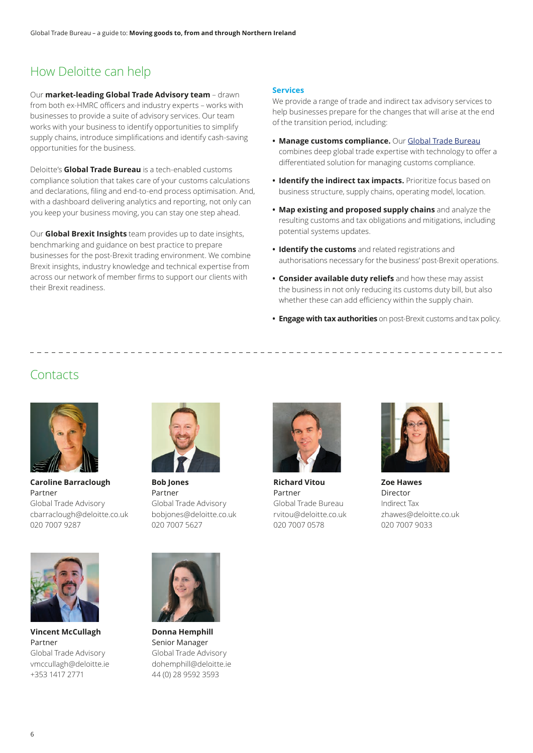## How Deloitte can help

Our **market-leading Global Trade Advisory team** – drawn from both ex-HMRC officers and industry experts – works with businesses to provide a suite of advisory services. Our team works with your business to identify opportunities to simplify supply chains, introduce simplifications and identify cash-saving opportunities for the business.

Deloitte's **Global Trade Bureau** is a tech-enabled customs compliance solution that takes care of your customs calculations and declarations, filing and end-to-end process optimisation. And, with a dashboard delivering analytics and reporting, not only can you keep your business moving, you can stay one step ahead.

Our **Global Brexit Insights** team provides up to date insights, benchmarking and guidance on best practice to prepare businesses for the post-Brexit trading environment. We combine Brexit insights, industry knowledge and technical expertise from across our network of member firms to support our clients with their Brexit readiness.

### Services

We provide a range of trade and indirect tax advisory services to help businesses prepare for the changes that will arise at the end of the transition period, including:

- **Manage customs compliance.** Our Global Trade Bureau combines deep global trade expertise with technology to offer a differentiated solution for managing customs compliance.
- **Identify the indirect tax impacts.** Prioritize focus based on business structure, supply chains, operating model, location.
- **Map existing and proposed supply chains** and analyze the resulting customs and tax obligations and mitigations, including potential systems updates.
- **Identify the customs** and related registrations and authorisations necessary for the business' post-Brexit operations.
- **Consider available duty reliefs** and how these may assist the business in not only reducing its customs duty bill, but also whether these can add efficiency within the supply chain.
- **Engage with tax authorities** on post-Brexit customs and tax policy.

## Contacts

**Caroline Barraclough**
Partner
Global Trade Advisory
cbarraclough@deloitte.co.uk
020 7007 9287

**Bob Jones**
Partner
Global Trade Advisory
bobjones@deloitte.co.uk
020 7007 5627

**Richard Vitou**
Partner
Global Trade Bureau
rvitou@deloitte.co.uk
020 7007 0578

**Zoe Hawes**
Director
Indirect Tax
zhawes@deloitte.co.uk
020 7007 9033

**Vincent McCullagh**
Partner
Global Trade Advisory
vmccullagh@deloitte.ie
+353 1417 2771

**Donna Hemphill**
Senior Manager
Global Trade Advisory
dohemphill@deloitte.ie
44 (0) 28 9592 3593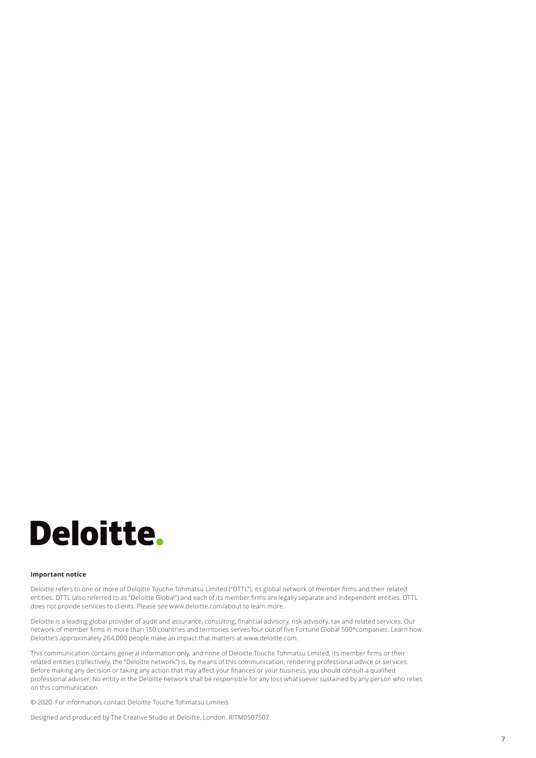Deloitte.

**Important notice**

Deloitte refers to one or more of Deloitte Touche Tohmatsu Limited ("DTTL"), its global network of member firms and their related entities. DTTL (also referred to as "Deloitte Global") and each of its member firms are legally separate and independent entities. DTTL does not provide services to clients. Please see www.deloitte.com/about to learn more.

Deloitte is a leading global provider of audit and assurance, consulting, financial advisory, risk advisory, tax and related services. Our network of member firms in more than 150 countries and territories serves four out of five Fortune Global 500®companies. Learn how Deloitte's approximately 264,000 people make an impact that matters at www.deloitte.com.

This communication contains general information only, and none of Deloitte Touche Tohmatsu Limited, its member firms or their related entities (collectively, the "Deloitte network") is, by means of this communication, rendering professional advice or services. Before making any decision or taking any action that may affect your finances or your business, you should consult a qualified professional adviser. No entity in the Deloitte network shall be responsible for any loss whatsoever sustained by any person who relies on this communication.

© 2020. For information, contact Deloitte Touche Tohmatsu Limited.

Designed and produced by The Creative Studio at Deloitte, London. RITM0507507